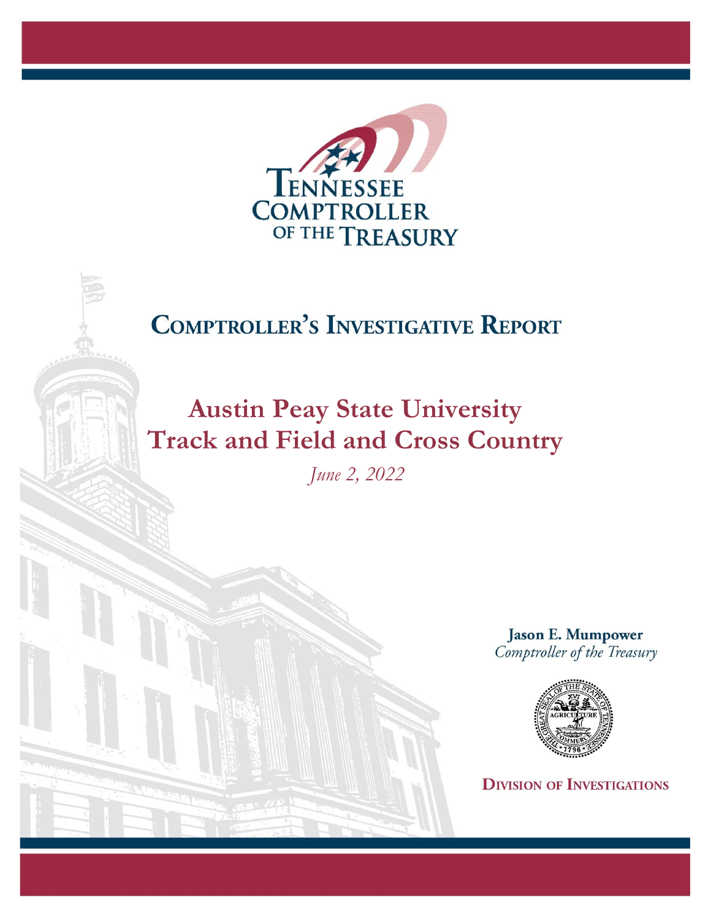Tennessee Comptroller of the Treasury

# Comptroller's Investigative Report

# Austin Peay State University Track and Field and Cross Country

*June 2, 2022*

**Jason E. Mumpower**
*Comptroller of the Treasury*

**Division of Investigations**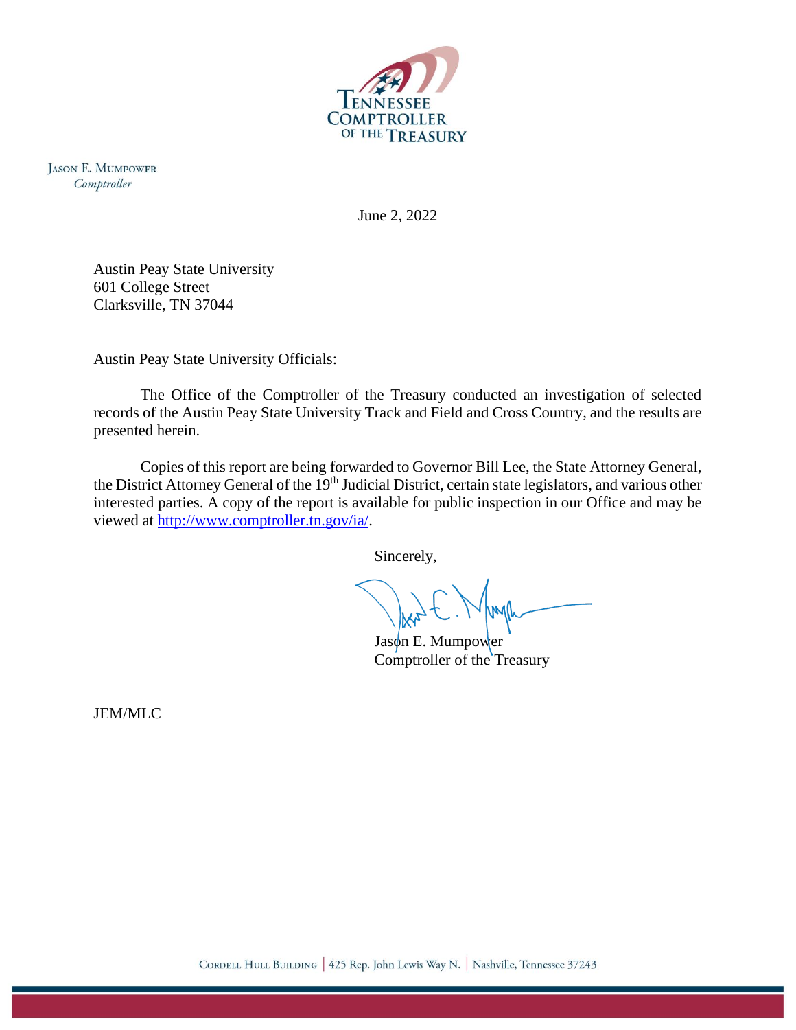TENNESSEE COMPTROLLER OF THE TREASURY

JASON E. MUMPOWER
*Comptroller*

June 2, 2022

Austin Peay State University
601 College Street
Clarksville, TN 37044

Austin Peay State University Officials:

The Office of the Comptroller of the Treasury conducted an investigation of selected records of the Austin Peay State University Track and Field and Cross Country, and the results are presented herein.

Copies of this report are being forwarded to Governor Bill Lee, the State Attorney General, the District Attorney General of the 19th Judicial District, certain state legislators, and various other interested parties. A copy of the report is available for public inspection in our Office and may be viewed at http://www.comptroller.tn.gov/ia/.

Sincerely,

Jason E. Mumpower
Comptroller of the Treasury

JEM/MLC

CORDELL HULL BUILDING | 425 Rep. John Lewis Way N. | Nashville, Tennessee 37243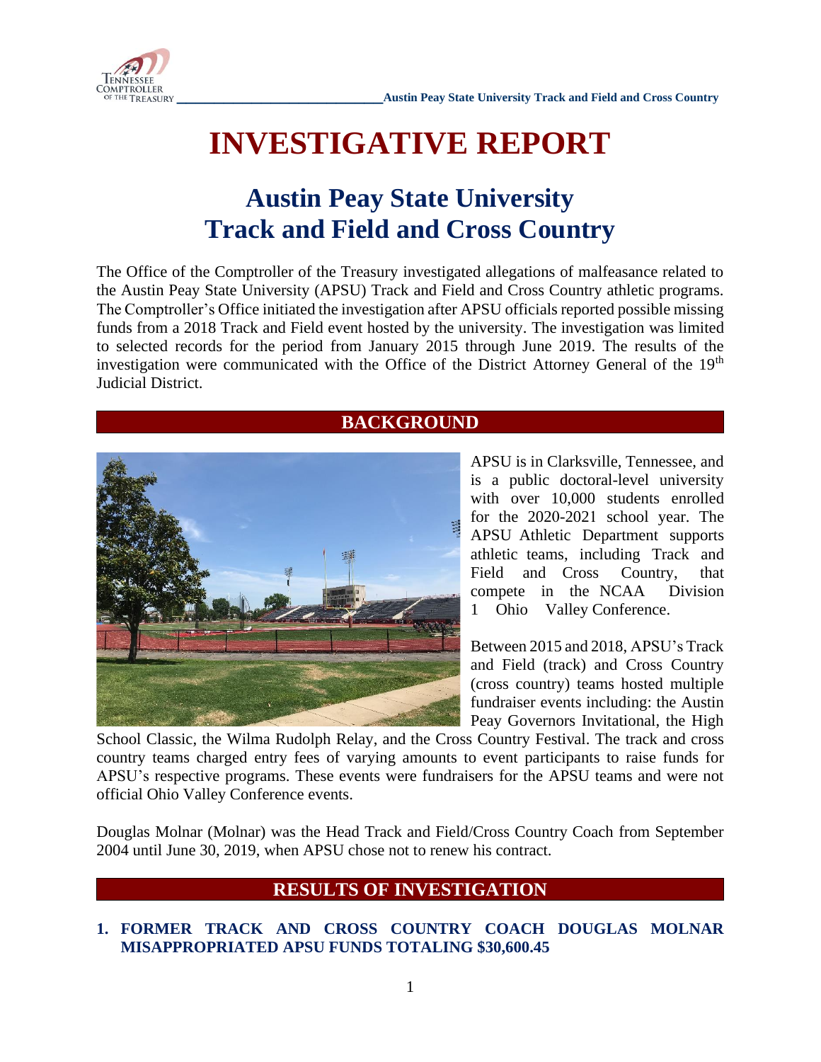# INVESTIGATIVE REPORT

## Austin Peay State University Track and Field and Cross Country

The Office of the Comptroller of the Treasury investigated allegations of malfeasance related to the Austin Peay State University (APSU) Track and Field and Cross Country athletic programs. The Comptroller's Office initiated the investigation after APSU officials reported possible missing funds from a 2018 Track and Field event hosted by the university. The investigation was limited to selected records for the period from January 2015 through June 2019. The results of the investigation were communicated with the Office of the District Attorney General of the 19th Judicial District.

## BACKGROUND

APSU is in Clarksville, Tennessee, and is a public doctoral-level university with over 10,000 students enrolled for the 2020-2021 school year. The APSU Athletic Department supports athletic teams, including Track and Field and Cross Country, that compete in the NCAA Division 1 Ohio Valley Conference.

Between 2015 and 2018, APSU's Track and Field (track) and Cross Country (cross country) teams hosted multiple fundraiser events including: the Austin Peay Governors Invitational, the High School Classic, the Wilma Rudolph Relay, and the Cross Country Festival. The track and cross country teams charged entry fees of varying amounts to event participants to raise funds for APSU's respective programs. These events were fundraisers for the APSU teams and were not official Ohio Valley Conference events.

Douglas Molnar (Molnar) was the Head Track and Field/Cross Country Coach from September 2004 until June 30, 2019, when APSU chose not to renew his contract.

## RESULTS OF INVESTIGATION

### 1. FORMER TRACK AND CROSS COUNTRY COACH DOUGLAS MOLNAR MISAPPROPRIATED APSU FUNDS TOTALING $30,600.45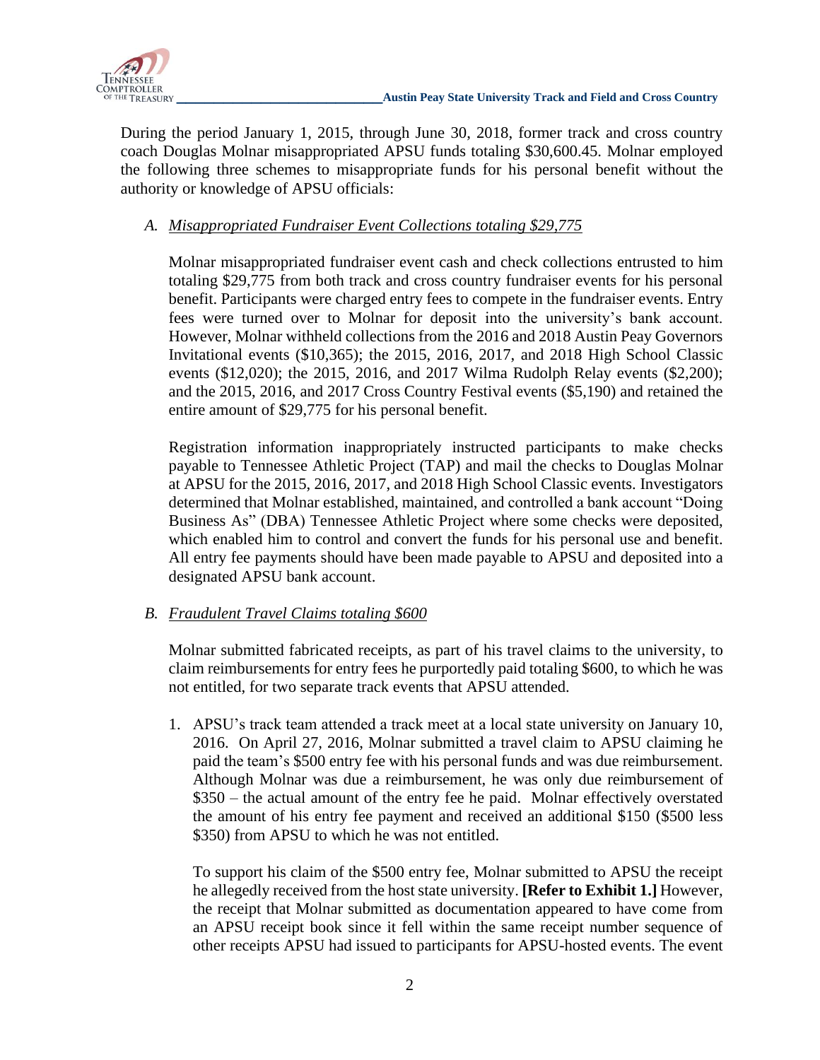During the period January 1, 2015, through June 30, 2018, former track and cross country coach Douglas Molnar misappropriated APSU funds totaling $30,600.45. Molnar employed the following three schemes to misappropriate funds for his personal benefit without the authority or knowledge of APSU officials:

*A. Misappropriated Fundraiser Event Collections totaling $29,775*

Molnar misappropriated fundraiser event cash and check collections entrusted to him totaling $29,775 from both track and cross country fundraiser events for his personal benefit. Participants were charged entry fees to compete in the fundraiser events. Entry fees were turned over to Molnar for deposit into the university's bank account. However, Molnar withheld collections from the 2016 and 2018 Austin Peay Governors Invitational events ($10,365); the 2015, 2016, 2017, and 2018 High School Classic events ($12,020); the 2015, 2016, and 2017 Wilma Rudolph Relay events ($2,200); and the 2015, 2016, and 2017 Cross Country Festival events ($5,190) and retained the entire amount of $29,775 for his personal benefit.

Registration information inappropriately instructed participants to make checks payable to Tennessee Athletic Project (TAP) and mail the checks to Douglas Molnar at APSU for the 2015, 2016, 2017, and 2018 High School Classic events. Investigators determined that Molnar established, maintained, and controlled a bank account "Doing Business As" (DBA) Tennessee Athletic Project where some checks were deposited, which enabled him to control and convert the funds for his personal use and benefit. All entry fee payments should have been made payable to APSU and deposited into a designated APSU bank account.

*B. Fraudulent Travel Claims totaling $600*

Molnar submitted fabricated receipts, as part of his travel claims to the university, to claim reimbursements for entry fees he purportedly paid totaling $600, to which he was not entitled, for two separate track events that APSU attended.

1. APSU's track team attended a track meet at a local state university on January 10, 2016. On April 27, 2016, Molnar submitted a travel claim to APSU claiming he paid the team's $500 entry fee with his personal funds and was due reimbursement. Although Molnar was due a reimbursement, he was only due reimbursement of $350 – the actual amount of the entry fee he paid. Molnar effectively overstated the amount of his entry fee payment and received an additional $150 ($500 less $350) from APSU to which he was not entitled.

   To support his claim of the $500 entry fee, Molnar submitted to APSU the receipt he allegedly received from the host state university. **[Refer to Exhibit 1.]** However, the receipt that Molnar submitted as documentation appeared to have come from an APSU receipt book since it fell within the same receipt number sequence of other receipts APSU had issued to participants for APSU-hosted events. The event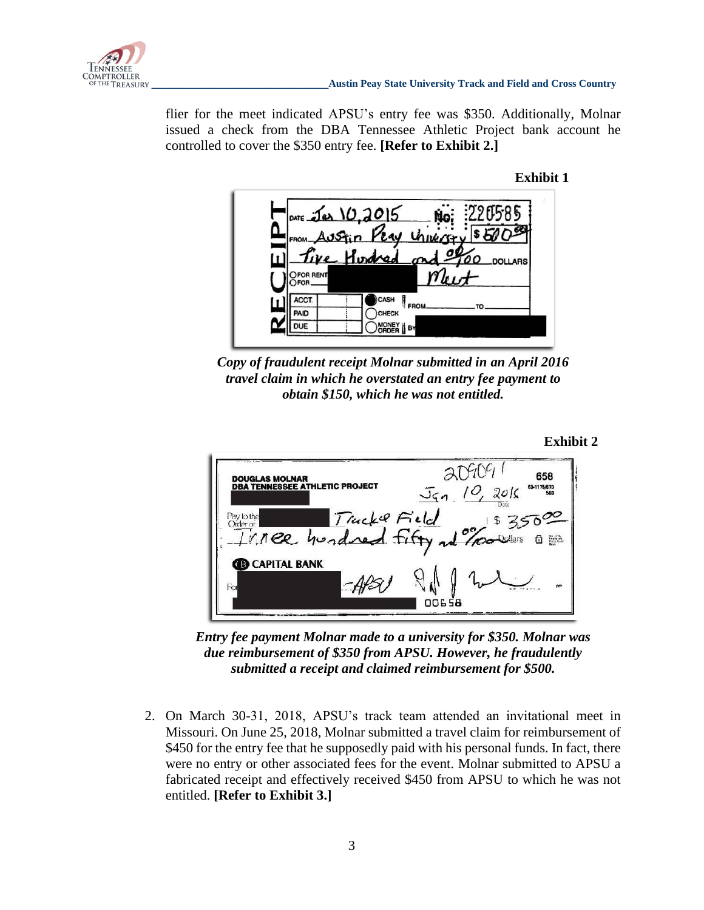flier for the meet indicated APSU's entry fee was $350. Additionally, Molnar issued a check from the DBA Tennessee Athletic Project bank account he controlled to cover the $350 entry fee. **[Refer to Exhibit 2.]**

**Exhibit 1**

*Copy of fraudulent receipt Molnar submitted in an April 2016 travel claim in which he overstated an entry fee payment to obtain $150, which he was not entitled.*

**Exhibit 2**

*Entry fee payment Molnar made to a university for $350. Molnar was due reimbursement of $350 from APSU. However, he fraudulently submitted a receipt and claimed reimbursement for $500.*

2. On March 30-31, 2018, APSU's track team attended an invitational meet in Missouri. On June 25, 2018, Molnar submitted a travel claim for reimbursement of $450 for the entry fee that he supposedly paid with his personal funds. In fact, there were no entry or other associated fees for the event. Molnar submitted to APSU a fabricated receipt and effectively received $450 from APSU to which he was not entitled. **[Refer to Exhibit 3.]**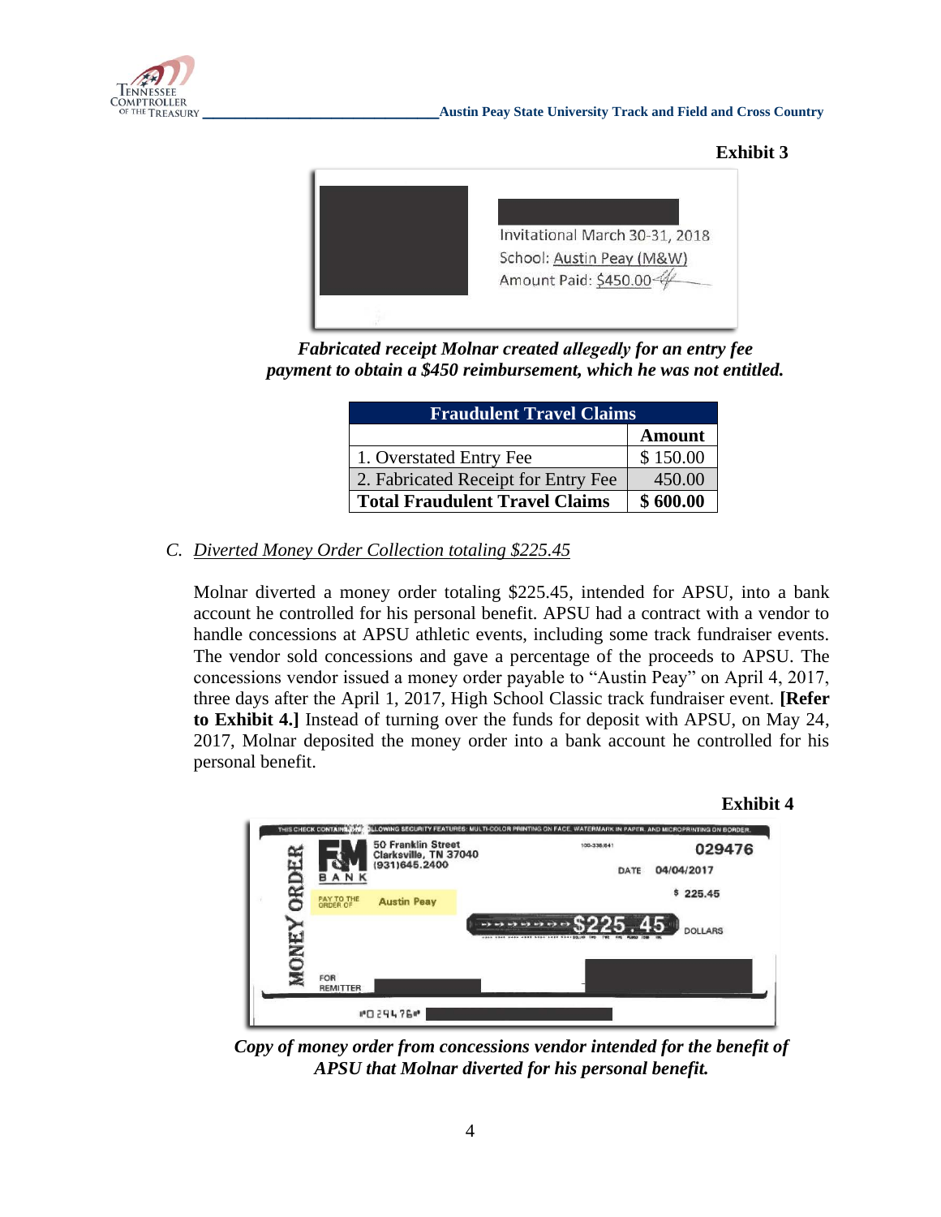**Exhibit 3**

Invitational March 30-31, 2018
School: Austin Peay (M&W)
Amount Paid: $450.00

*Fabricated receipt Molnar created allegedly for an entry fee payment to obtain a $450 reimbursement, which he was not entitled.*

| Fraudulent Travel Claims | |
|---|---|
| | **Amount** |
| 1. Overstated Entry Fee | $ 150.00 |
| 2. Fabricated Receipt for Entry Fee | 450.00 |
| **Total Fraudulent Travel Claims** | **$ 600.00** |

C. *Diverted Money Order Collection totaling $225.45*

Molnar diverted a money order totaling $225.45, intended for APSU, into a bank account he controlled for his personal benefit. APSU had a contract with a vendor to handle concessions at APSU athletic events, including some track fundraiser events. The vendor sold concessions and gave a percentage of the proceeds to APSU. The concessions vendor issued a money order payable to "Austin Peay" on April 4, 2017, three days after the April 1, 2017, High School Classic track fundraiser event. **[Refer to Exhibit 4.]** Instead of turning over the funds for deposit with APSU, on May 24, 2017, Molnar deposited the money order into a bank account he controlled for his personal benefit.

**Exhibit 4**

MONEY ORDER
F&M BANK
50 Franklin Street
Clarksville, TN 37040
(931)645.2400

029476
DATE 04/04/2017
$ 225.45
PAY TO THE ORDER OF Austin Peay
$225.45 DOLLARS
FOR REMITTER

*Copy of money order from concessions vendor intended for the benefit of APSU that Molnar diverted for his personal benefit.*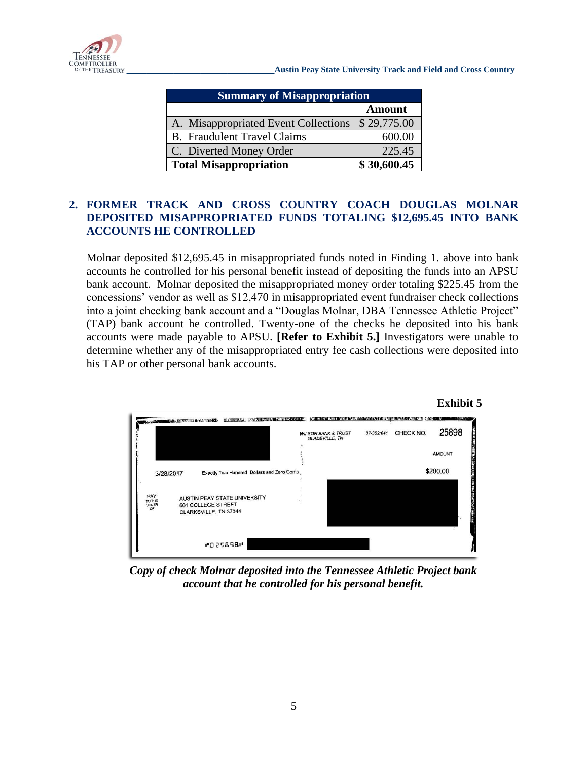| Summary of Misappropriation | |
|---|---|
| | **Amount** |
| A. Misappropriated Event Collections | $ 29,775.00 |
| B. Fraudulent Travel Claims | 600.00 |
| C. Diverted Money Order | 225.45 |
| **Total Misappropriation** | **$ 30,600.45** |

## 2. FORMER TRACK AND CROSS COUNTRY COACH DOUGLAS MOLNAR DEPOSITED MISAPPROPRIATED FUNDS TOTALING $12,695.45 INTO BANK ACCOUNTS HE CONTROLLED

Molnar deposited $12,695.45 in misappropriated funds noted in Finding 1. above into bank accounts he controlled for his personal benefit instead of depositing the funds into an APSU bank account. Molnar deposited the misappropriated money order totaling $225.45 from the concessions' vendor as well as $12,470 in misappropriated event fundraiser check collections into a joint checking bank account and a "Douglas Molnar, DBA Tennessee Athletic Project" (TAP) bank account he controlled. Twenty-one of the checks he deposited into his bank accounts were made payable to APSU. **[Refer to Exhibit 5.]** Investigators were unable to determine whether any of the misappropriated entry fee cash collections were deposited into his TAP or other personal bank accounts.

**Exhibit 5**

*Copy of check Molnar deposited into the Tennessee Athletic Project bank account that he controlled for his personal benefit.*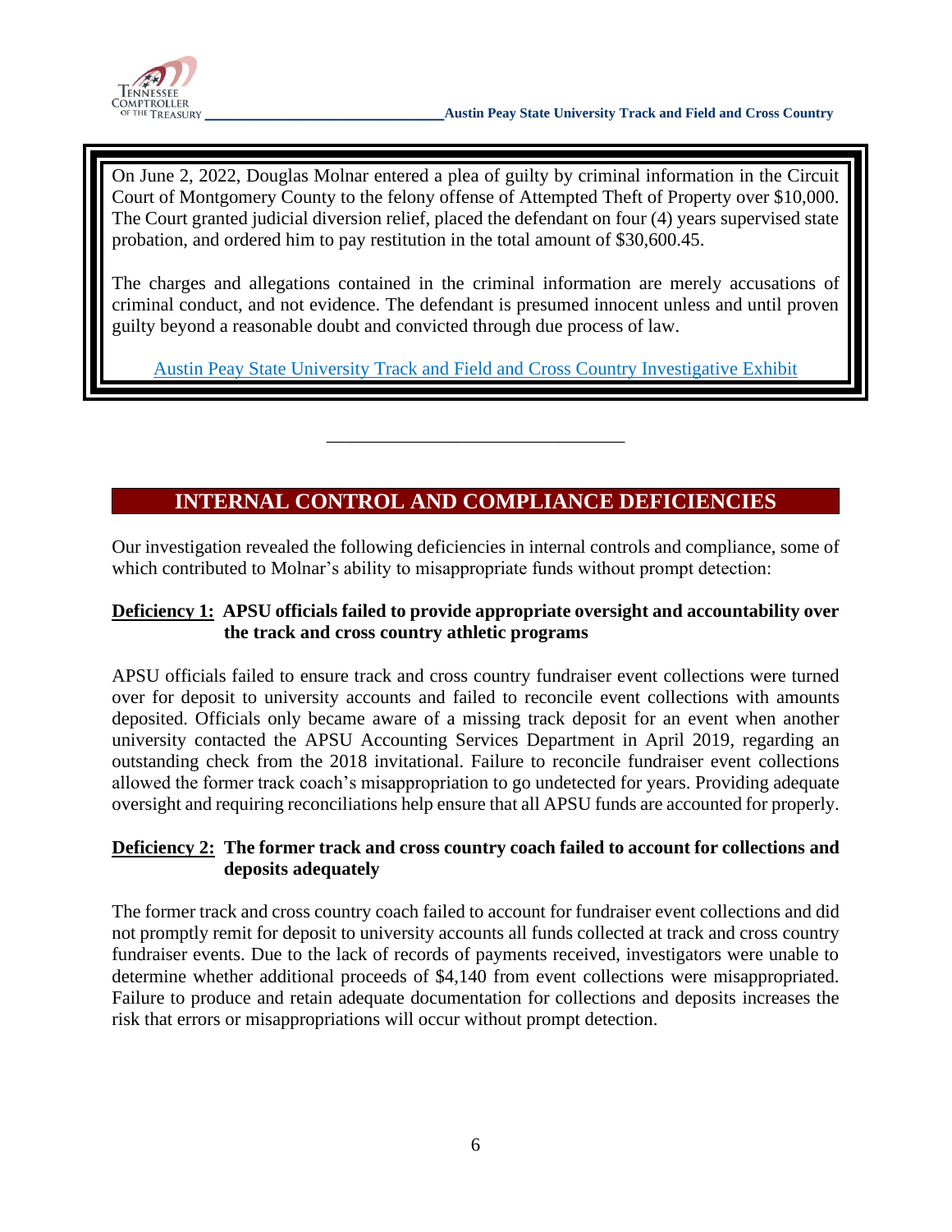On June 2, 2022, Douglas Molnar entered a plea of guilty by criminal information in the Circuit Court of Montgomery County to the felony offense of Attempted Theft of Property over $10,000. The Court granted judicial diversion relief, placed the defendant on four (4) years supervised state probation, and ordered him to pay restitution in the total amount of $30,600.45.

The charges and allegations contained in the criminal information are merely accusations of criminal conduct, and not evidence. The defendant is presumed innocent unless and until proven guilty beyond a reasonable doubt and convicted through due process of law.

Austin Peay State University Track and Field and Cross Country Investigative Exhibit

---

## INTERNAL CONTROL AND COMPLIANCE DEFICIENCIES

Our investigation revealed the following deficiencies in internal controls and compliance, some of which contributed to Molnar's ability to misappropriate funds without prompt detection:

**Deficiency 1: APSU officials failed to provide appropriate oversight and accountability over the track and cross country athletic programs**

APSU officials failed to ensure track and cross country fundraiser event collections were turned over for deposit to university accounts and failed to reconcile event collections with amounts deposited. Officials only became aware of a missing track deposit for an event when another university contacted the APSU Accounting Services Department in April 2019, regarding an outstanding check from the 2018 invitational. Failure to reconcile fundraiser event collections allowed the former track coach's misappropriation to go undetected for years. Providing adequate oversight and requiring reconciliations help ensure that all APSU funds are accounted for properly.

**Deficiency 2: The former track and cross country coach failed to account for collections and deposits adequately**

The former track and cross country coach failed to account for fundraiser event collections and did not promptly remit for deposit to university accounts all funds collected at track and cross country fundraiser events. Due to the lack of records of payments received, investigators were unable to determine whether additional proceeds of $4,140 from event collections were misappropriated. Failure to produce and retain adequate documentation for collections and deposits increases the risk that errors or misappropriations will occur without prompt detection.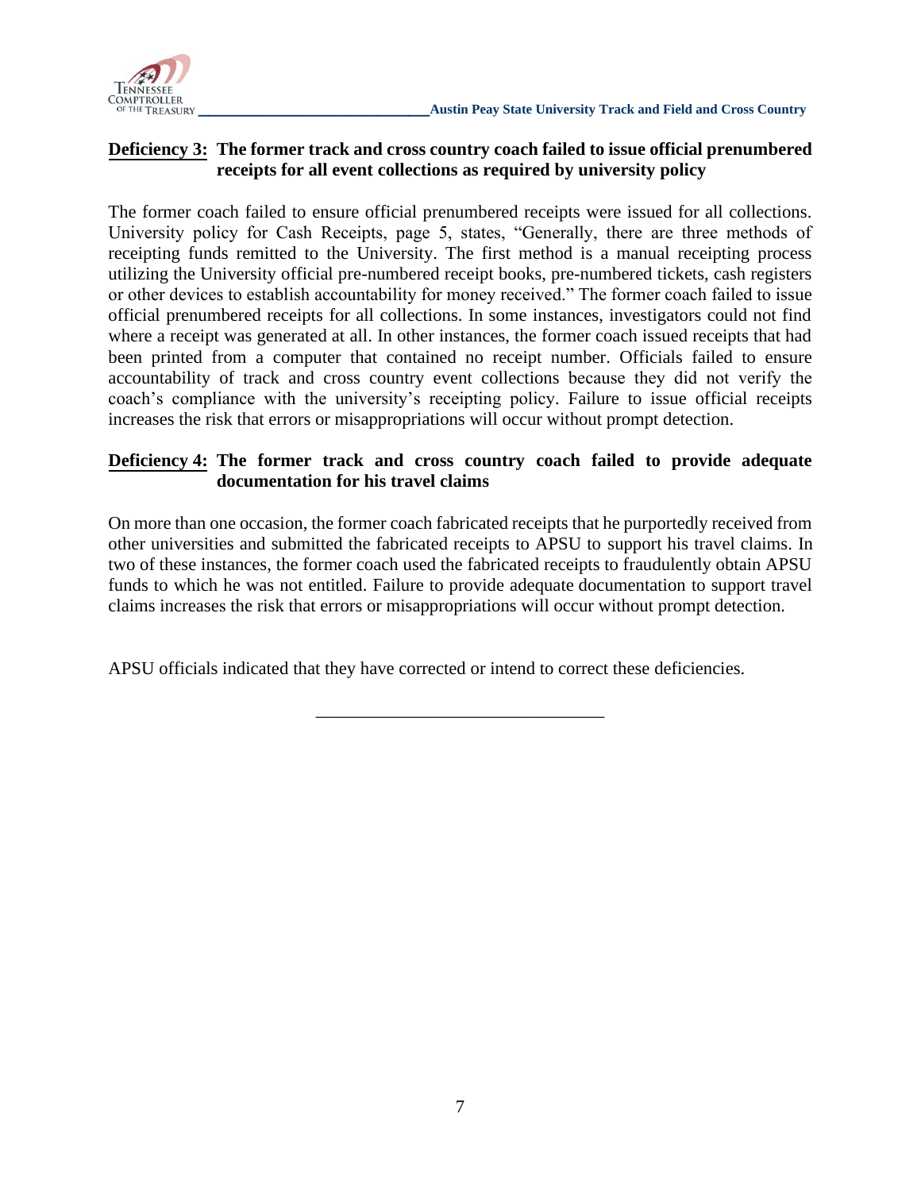**Deficiency 3: The former track and cross country coach failed to issue official prenumbered receipts for all event collections as required by university policy**

The former coach failed to ensure official prenumbered receipts were issued for all collections. University policy for Cash Receipts, page 5, states, "Generally, there are three methods of receipting funds remitted to the University. The first method is a manual receipting process utilizing the University official pre-numbered receipt books, pre-numbered tickets, cash registers or other devices to establish accountability for money received." The former coach failed to issue official prenumbered receipts for all collections. In some instances, investigators could not find where a receipt was generated at all. In other instances, the former coach issued receipts that had been printed from a computer that contained no receipt number. Officials failed to ensure accountability of track and cross country event collections because they did not verify the coach's compliance with the university's receipting policy. Failure to issue official receipts increases the risk that errors or misappropriations will occur without prompt detection.

**Deficiency 4: The former track and cross country coach failed to provide adequate documentation for his travel claims**

On more than one occasion, the former coach fabricated receipts that he purportedly received from other universities and submitted the fabricated receipts to APSU to support his travel claims. In two of these instances, the former coach used the fabricated receipts to fraudulently obtain APSU funds to which he was not entitled. Failure to provide adequate documentation to support travel claims increases the risk that errors or misappropriations will occur without prompt detection.

APSU officials indicated that they have corrected or intend to correct these deficiencies.